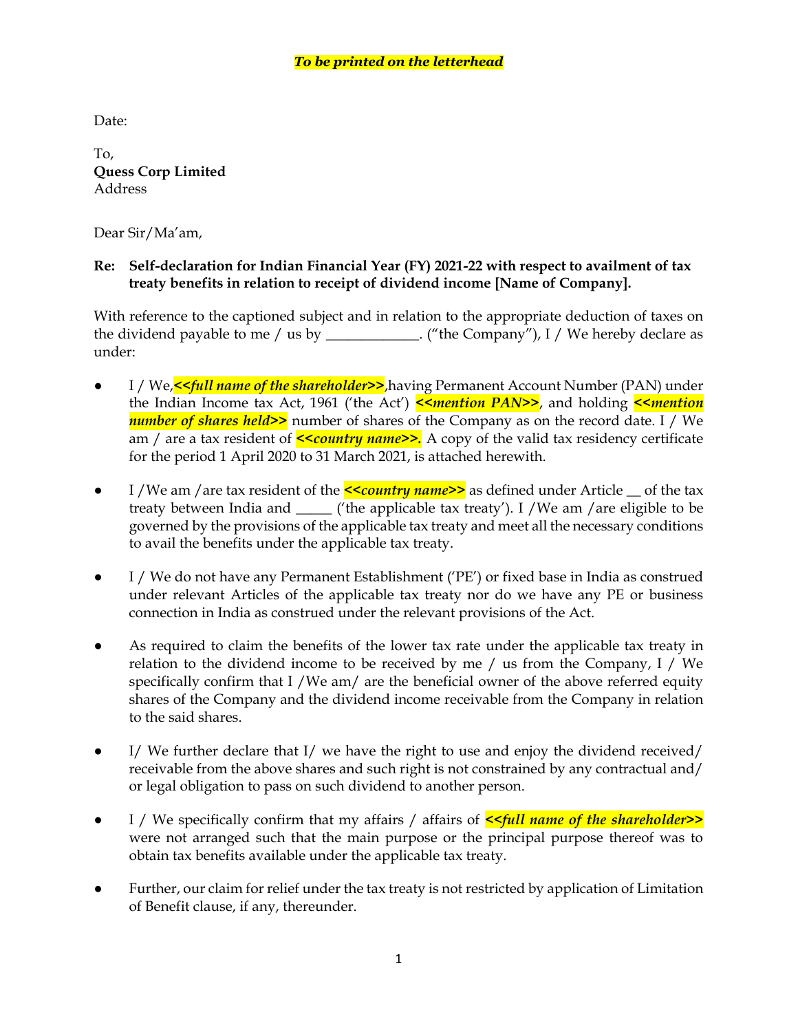***To be printed on the letterhead***

Date:

To,
**Quess Corp Limited**
Address

Dear Sir/Ma'am,

**Re: Self-declaration for Indian Financial Year (FY) 2021-22 with respect to availment of tax treaty benefits in relation to receipt of dividend income [Name of Company].**

With reference to the captioned subject and in relation to the appropriate deduction of taxes on the dividend payable to me / us by _____________. ("the Company"), I / We hereby declare as under:

- I / We,***<<full name of the shareholder>>***,having Permanent Account Number (PAN) under the Indian Income tax Act, 1961 ('the Act') ***<<mention PAN>>***, and holding ***<<mention number of shares held>>*** number of shares of the Company as on the record date. I / We am / are a tax resident of ***<<country name>>.*** A copy of the valid tax residency certificate for the period 1 April 2020 to 31 March 2021, is attached herewith.

- I /We am /are tax resident of the ***<<country name>>*** as defined under Article __ of the tax treaty between India and _____ ('the applicable tax treaty'). I /We am /are eligible to be governed by the provisions of the applicable tax treaty and meet all the necessary conditions to avail the benefits under the applicable tax treaty.

- I / We do not have any Permanent Establishment ('PE') or fixed base in India as construed under relevant Articles of the applicable tax treaty nor do we have any PE or business connection in India as construed under the relevant provisions of the Act.

- As required to claim the benefits of the lower tax rate under the applicable tax treaty in relation to the dividend income to be received by me / us from the Company, I / We specifically confirm that I /We am/ are the beneficial owner of the above referred equity shares of the Company and the dividend income receivable from the Company in relation to the said shares.

- I/ We further declare that I/ we have the right to use and enjoy the dividend received/ receivable from the above shares and such right is not constrained by any contractual and/ or legal obligation to pass on such dividend to another person.

- I / We specifically confirm that my affairs / affairs of ***<<full name of the shareholder>>*** were not arranged such that the main purpose or the principal purpose thereof was to obtain tax benefits available under the applicable tax treaty.

- Further, our claim for relief under the tax treaty is not restricted by application of Limitation of Benefit clause, if any, thereunder.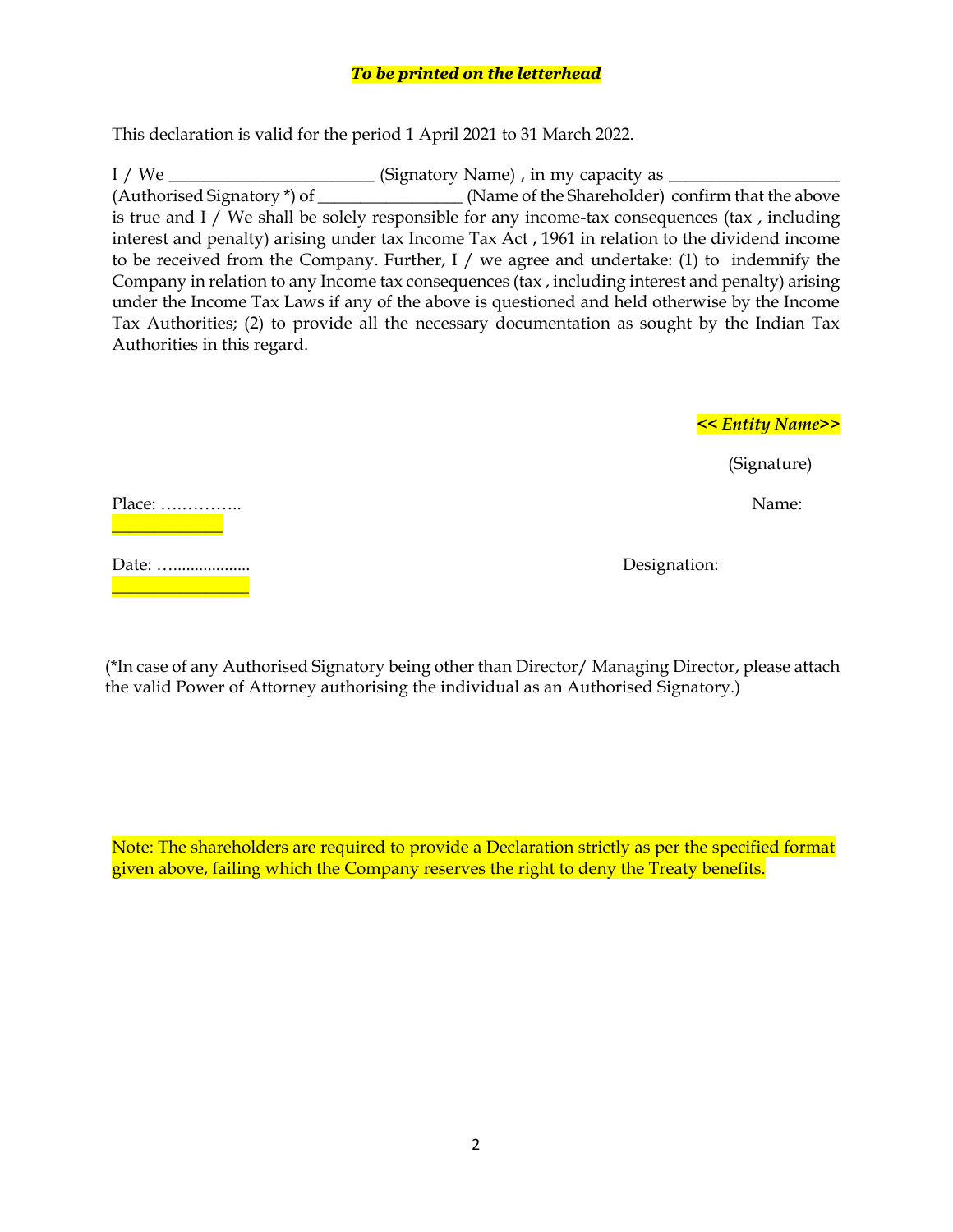***To be printed on the letterhead***

This declaration is valid for the period 1 April 2021 to 31 March 2022.

I / We _______________________ (Signatory Name) , in my capacity as ___________________ (Authorised Signatory *) of ________________ (Name of the Shareholder) confirm that the above is true and I / We shall be solely responsible for any income-tax consequences (tax , including interest and penalty) arising under tax Income Tax Act , 1961 in relation to the dividend income to be received from the Company. Further, I / we agree and undertake: (1) to indemnify the Company in relation to any Income tax consequences (tax , including interest and penalty) arising under the Income Tax Laws if any of the above is questioned and held otherwise by the Income Tax Authorities; (2) to provide all the necessary documentation as sought by the Indian Tax Authorities in this regard.

***<< Entity Name>>***

(Signature)

Place: …………..
_____________

Name:

Date: …...................
________________

Designation:

(*In case of any Authorised Signatory being other than Director/ Managing Director, please attach the valid Power of Attorney authorising the individual as an Authorised Signatory.)

Note: The shareholders are required to provide a Declaration strictly as per the specified format given above, failing which the Company reserves the right to deny the Treaty benefits.